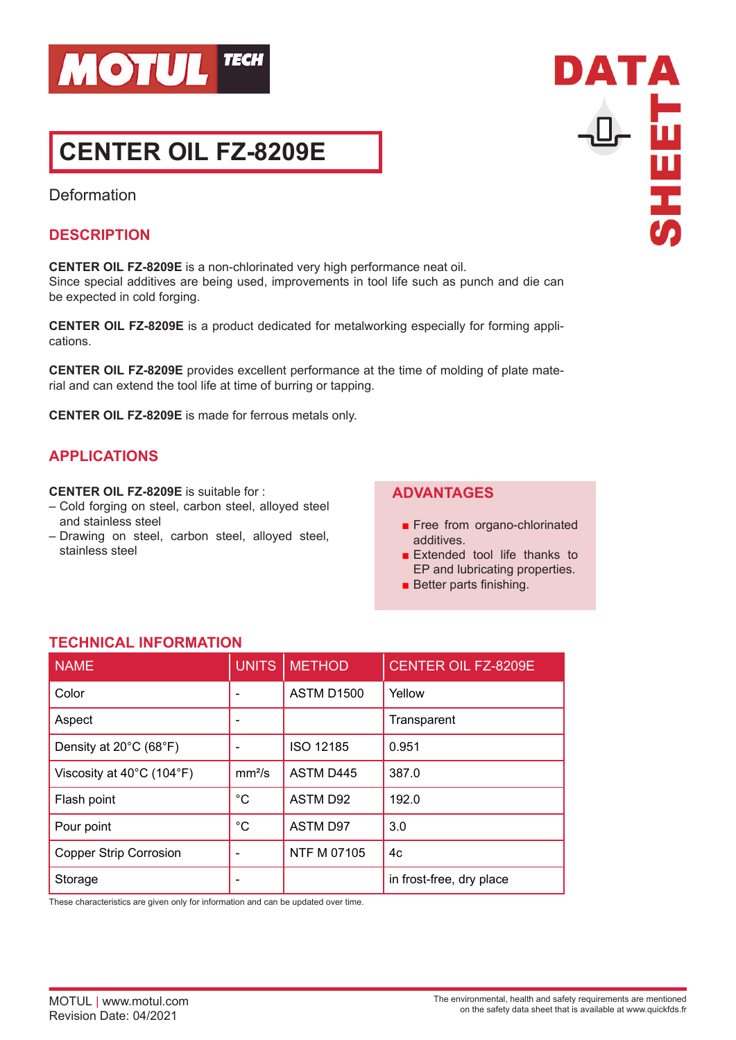# CENTER OIL FZ-8209E

Deformation

## DESCRIPTION

**CENTER OIL FZ-8209E** is a non-chlorinated very high performance neat oil.
Since special additives are being used, improvements in tool life such as punch and die can be expected in cold forging.

**CENTER OIL FZ-8209E** is a product dedicated for metalworking especially for forming applications.

**CENTER OIL FZ-8209E** provides excellent performance at the time of molding of plate material and can extend the tool life at time of burring or tapping.

**CENTER OIL FZ-8209E** is made for ferrous metals only.

## APPLICATIONS

**CENTER OIL FZ-8209E** is suitable for :
- Cold forging on steel, carbon steel, alloyed steel and stainless steel
- Drawing on steel, carbon steel, alloyed steel, stainless steel

## ADVANTAGES

- Free from organo-chlorinated additives.
- Extended tool life thanks to EP and lubricating properties.
- Better parts finishing.

## TECHNICAL INFORMATION

| NAME | UNITS | METHOD | CENTER OIL FZ-8209E |
|---|---|---|---|
| Color | - | ASTM D1500 | Yellow |
| Aspect | - | | Transparent |
| Density at 20°C (68°F) | - | ISO 12185 | 0.951 |
| Viscosity at 40°C (104°F) | mm²/s | ASTM D445 | 387.0 |
| Flash point | °C | ASTM D92 | 192.0 |
| Pour point | °C | ASTM D97 | 3.0 |
| Copper Strip Corrosion | - | NTF M 07105 | 4c |
| Storage | - | | in frost-free, dry place |

These characteristics are given only for information and can be updated over time.

MOTUL | www.motul.com
Revision Date: 04/2021

The environmental, health and safety requirements are mentioned on the safety data sheet that is available at www.quickfds.fr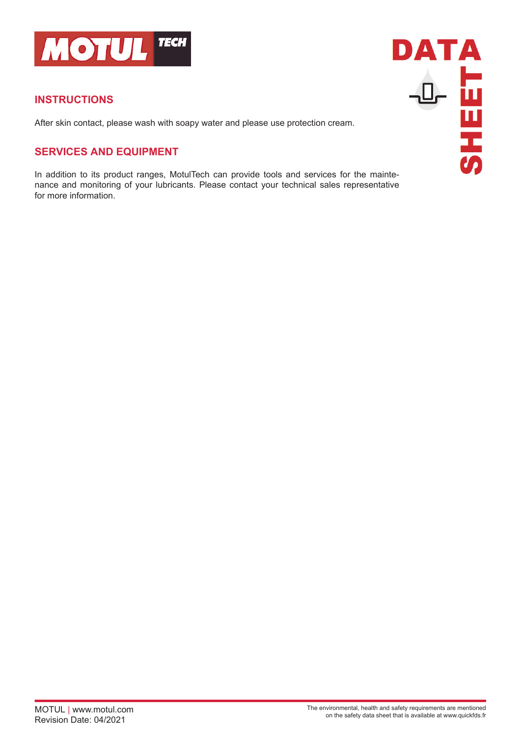## INSTRUCTIONS

After skin contact, please wash with soapy water and please use protection cream.

## SERVICES AND EQUIPMENT

In addition to its product ranges, MotulTech can provide tools and services for the maintenance and monitoring of your lubricants. Please contact your technical sales representative for more information.

MOTUL | www.motul.com
Revision Date: 04/2021

The environmental, health and safety requirements are mentioned on the safety data sheet that is available at www.quickfds.fr